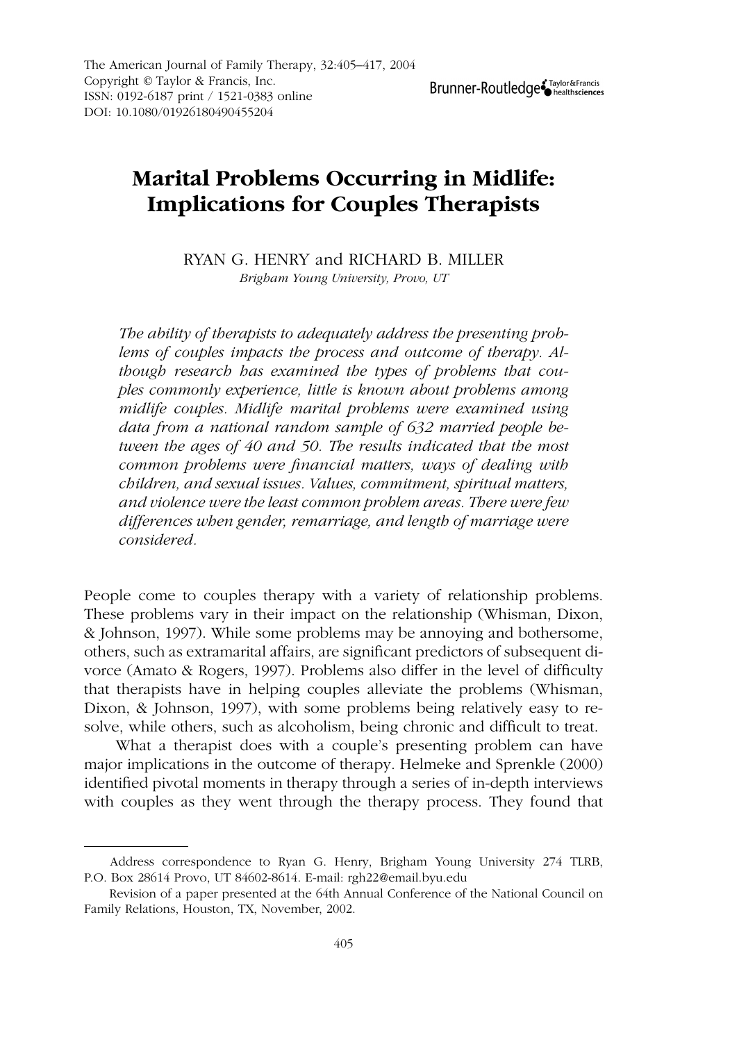# Marital Problems Occurring in Midlife: Implications for Couples Therapists

RYAN G. HENRY and RICHARD B. MILLER

*Brigham Young University, Provo, UT*

*The ability of therapists to adequately address the presenting problems of couples impacts the process and outcome of therapy. Although research has examined the types of problems that couples commonly experience, little is known about problems among midlife couples. Midlife marital problems were examined using data from a national random sample of 632 married people between the ages of 40 and 50. The results indicated that the most common problems were financial matters, ways of dealing with children, and sexual issues. Values, commitment, spiritual matters, and violence were the least common problem areas. There were few differences when gender, remarriage, and length of marriage were considered.*

People come to couples therapy with a variety of relationship problems. These problems vary in their impact on the relationship (Whisman, Dixon, & Johnson, 1997). While some problems may be annoying and bothersome, others, such as extramarital affairs, are significant predictors of subsequent divorce (Amato & Rogers, 1997). Problems also differ in the level of difficulty that therapists have in helping couples alleviate the problems (Whisman, Dixon, & Johnson, 1997), with some problems being relatively easy to resolve, while others, such as alcoholism, being chronic and difficult to treat.

What a therapist does with a couple's presenting problem can have major implications in the outcome of therapy. Helmeke and Sprenkle (2000) identified pivotal moments in therapy through a series of in-depth interviews with couples as they went through the therapy process. They found that

---

Address correspondence to Ryan G. Henry, Brigham Young University 274 TLRB, P.O. Box 28614 Provo, UT 84602-8614. E-mail: rgh22@email.byu.edu

Revision of a paper presented at the 64th Annual Conference of the National Council on Family Relations, Houston, TX, November, 2002.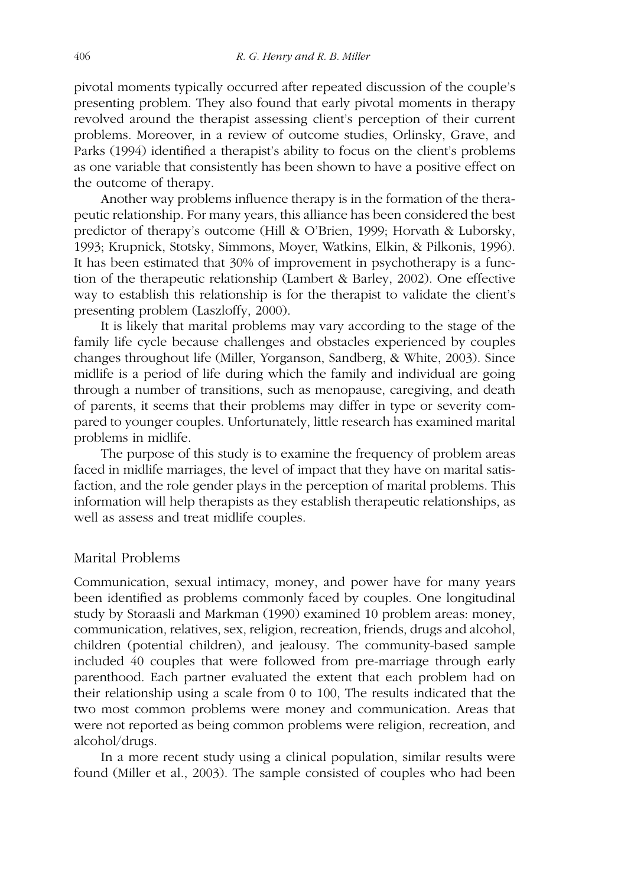pivotal moments typically occurred after repeated discussion of the couple's presenting problem. They also found that early pivotal moments in therapy revolved around the therapist assessing client's perception of their current problems. Moreover, in a review of outcome studies, Orlinsky, Grave, and Parks (1994) identified a therapist's ability to focus on the client's problems as one variable that consistently has been shown to have a positive effect on the outcome of therapy.

Another way problems influence therapy is in the formation of the therapeutic relationship. For many years, this alliance has been considered the best predictor of therapy's outcome (Hill & O'Brien, 1999; Horvath & Luborsky, 1993; Krupnick, Stotsky, Simmons, Moyer, Watkins, Elkin, & Pilkonis, 1996). It has been estimated that 30% of improvement in psychotherapy is a function of the therapeutic relationship (Lambert & Barley, 2002). One effective way to establish this relationship is for the therapist to validate the client's presenting problem (Laszloffy, 2000).

It is likely that marital problems may vary according to the stage of the family life cycle because challenges and obstacles experienced by couples changes throughout life (Miller, Yorganson, Sandberg, & White, 2003). Since midlife is a period of life during which the family and individual are going through a number of transitions, such as menopause, caregiving, and death of parents, it seems that their problems may differ in type or severity compared to younger couples. Unfortunately, little research has examined marital problems in midlife.

The purpose of this study is to examine the frequency of problem areas faced in midlife marriages, the level of impact that they have on marital satisfaction, and the role gender plays in the perception of marital problems. This information will help therapists as they establish therapeutic relationships, as well as assess and treat midlife couples.

## Marital Problems

Communication, sexual intimacy, money, and power have for many years been identified as problems commonly faced by couples. One longitudinal study by Storaasli and Markman (1990) examined 10 problem areas: money, communication, relatives, sex, religion, recreation, friends, drugs and alcohol, children (potential children), and jealousy. The community-based sample included 40 couples that were followed from pre-marriage through early parenthood. Each partner evaluated the extent that each problem had on their relationship using a scale from 0 to 100, The results indicated that the two most common problems were money and communication. Areas that were not reported as being common problems were religion, recreation, and alcohol/drugs.

In a more recent study using a clinical population, similar results were found (Miller et al., 2003). The sample consisted of couples who had been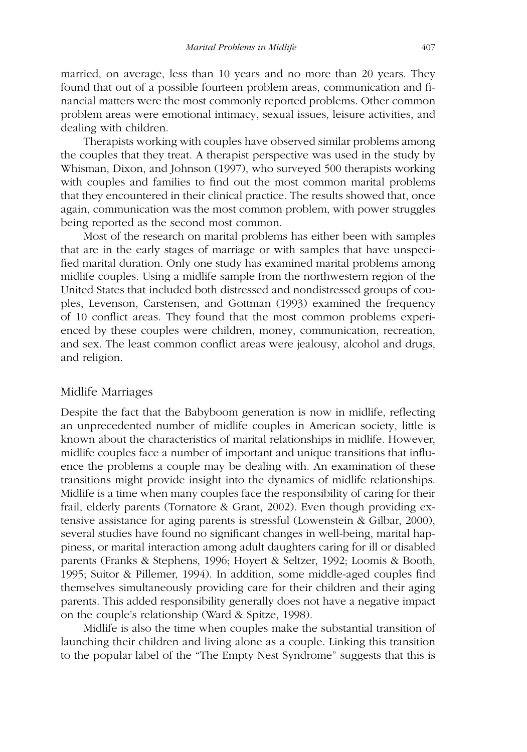married, on average, less than 10 years and no more than 20 years. They found that out of a possible fourteen problem areas, communication and financial matters were the most commonly reported problems. Other common problem areas were emotional intimacy, sexual issues, leisure activities, and dealing with children.

Therapists working with couples have observed similar problems among the couples that they treat. A therapist perspective was used in the study by Whisman, Dixon, and Johnson (1997), who surveyed 500 therapists working with couples and families to find out the most common marital problems that they encountered in their clinical practice. The results showed that, once again, communication was the most common problem, with power struggles being reported as the second most common.

Most of the research on marital problems has either been with samples that are in the early stages of marriage or with samples that have unspecified marital duration. Only one study has examined marital problems among midlife couples. Using a midlife sample from the northwestern region of the United States that included both distressed and nondistressed groups of couples, Levenson, Carstensen, and Gottman (1993) examined the frequency of 10 conflict areas. They found that the most common problems experienced by these couples were children, money, communication, recreation, and sex. The least common conflict areas were jealousy, alcohol and drugs, and religion.

## Midlife Marriages

Despite the fact that the Babyboom generation is now in midlife, reflecting an unprecedented number of midlife couples in American society, little is known about the characteristics of marital relationships in midlife. However, midlife couples face a number of important and unique transitions that influence the problems a couple may be dealing with. An examination of these transitions might provide insight into the dynamics of midlife relationships. Midlife is a time when many couples face the responsibility of caring for their frail, elderly parents (Tornatore & Grant, 2002). Even though providing extensive assistance for aging parents is stressful (Lowenstein & Gilbar, 2000), several studies have found no significant changes in well-being, marital happiness, or marital interaction among adult daughters caring for ill or disabled parents (Franks & Stephens, 1996; Hoyert & Seltzer, 1992; Loomis & Booth, 1995; Suitor & Pillemer, 1994). In addition, some middle-aged couples find themselves simultaneously providing care for their children and their aging parents. This added responsibility generally does not have a negative impact on the couple's relationship (Ward & Spitze, 1998).

Midlife is also the time when couples make the substantial transition of launching their children and living alone as a couple. Linking this transition to the popular label of the "The Empty Nest Syndrome" suggests that this is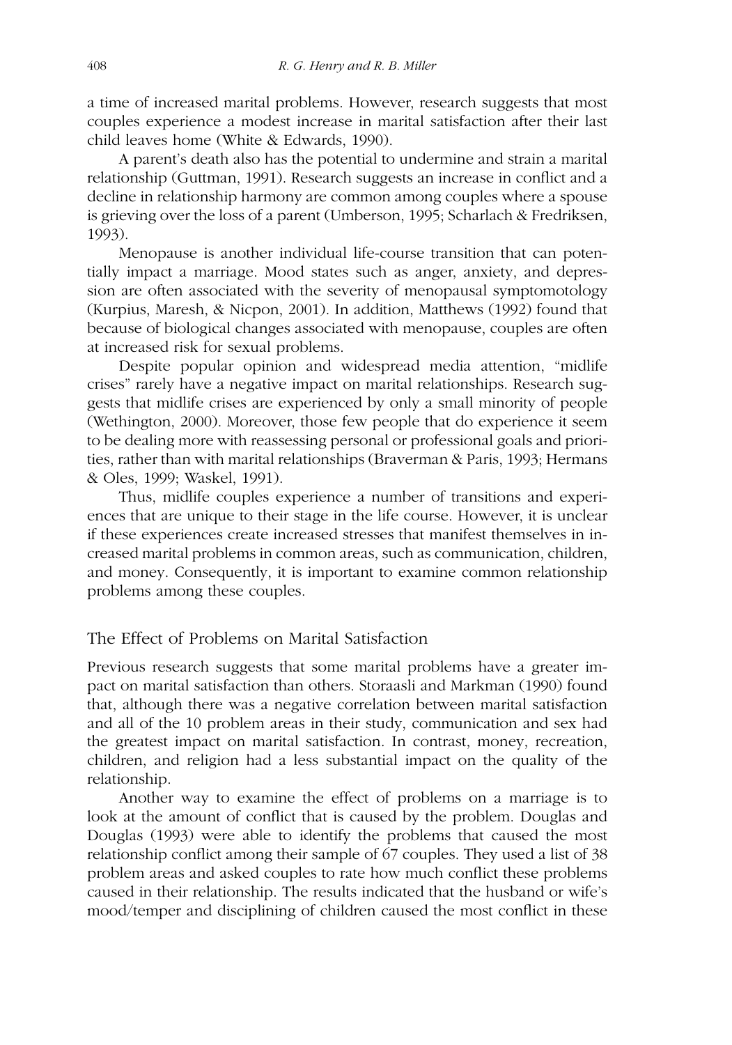a time of increased marital problems. However, research suggests that most couples experience a modest increase in marital satisfaction after their last child leaves home (White & Edwards, 1990).

A parent's death also has the potential to undermine and strain a marital relationship (Guttman, 1991). Research suggests an increase in conflict and a decline in relationship harmony are common among couples where a spouse is grieving over the loss of a parent (Umberson, 1995; Scharlach & Fredriksen, 1993).

Menopause is another individual life-course transition that can potentially impact a marriage. Mood states such as anger, anxiety, and depression are often associated with the severity of menopausal symptomotology (Kurpius, Maresh, & Nicpon, 2001). In addition, Matthews (1992) found that because of biological changes associated with menopause, couples are often at increased risk for sexual problems.

Despite popular opinion and widespread media attention, "midlife crises" rarely have a negative impact on marital relationships. Research suggests that midlife crises are experienced by only a small minority of people (Wethington, 2000). Moreover, those few people that do experience it seem to be dealing more with reassessing personal or professional goals and priorities, rather than with marital relationships (Braverman & Paris, 1993; Hermans & Oles, 1999; Waskel, 1991).

Thus, midlife couples experience a number of transitions and experiences that are unique to their stage in the life course. However, it is unclear if these experiences create increased stresses that manifest themselves in increased marital problems in common areas, such as communication, children, and money. Consequently, it is important to examine common relationship problems among these couples.

## The Effect of Problems on Marital Satisfaction

Previous research suggests that some marital problems have a greater impact on marital satisfaction than others. Storaasli and Markman (1990) found that, although there was a negative correlation between marital satisfaction and all of the 10 problem areas in their study, communication and sex had the greatest impact on marital satisfaction. In contrast, money, recreation, children, and religion had a less substantial impact on the quality of the relationship.

Another way to examine the effect of problems on a marriage is to look at the amount of conflict that is caused by the problem. Douglas and Douglas (1993) were able to identify the problems that caused the most relationship conflict among their sample of 67 couples. They used a list of 38 problem areas and asked couples to rate how much conflict these problems caused in their relationship. The results indicated that the husband or wife's mood/temper and disciplining of children caused the most conflict in these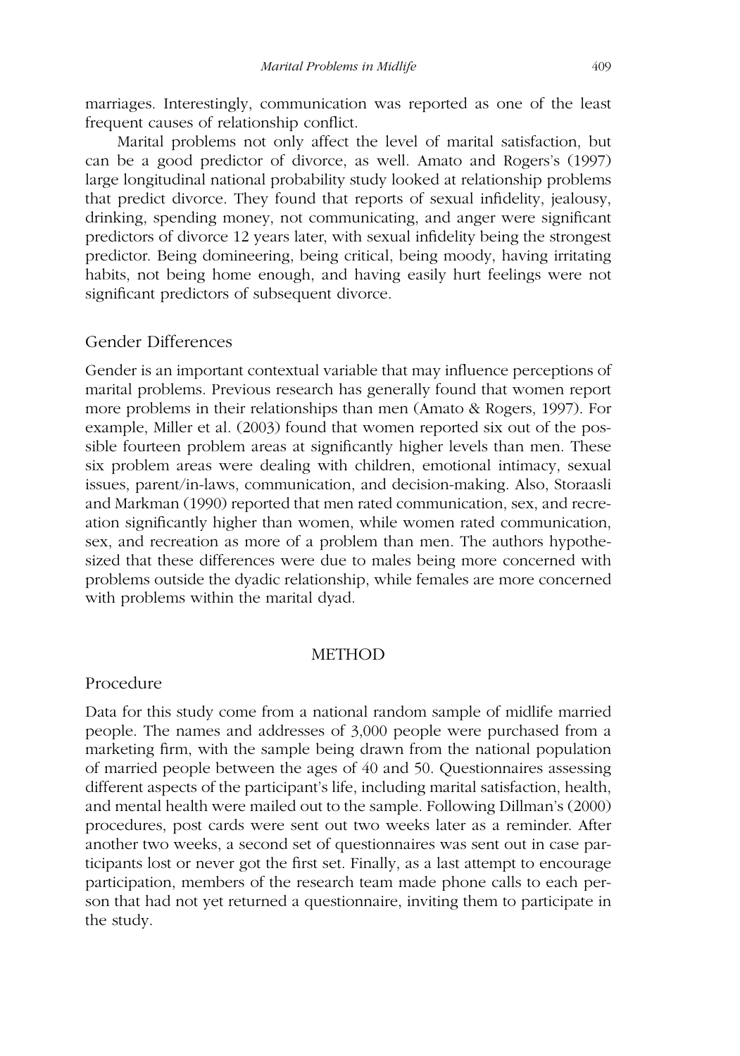marriages. Interestingly, communication was reported as one of the least frequent causes of relationship conflict.

Marital problems not only affect the level of marital satisfaction, but can be a good predictor of divorce, as well. Amato and Rogers's (1997) large longitudinal national probability study looked at relationship problems that predict divorce. They found that reports of sexual infidelity, jealousy, drinking, spending money, not communicating, and anger were significant predictors of divorce 12 years later, with sexual infidelity being the strongest predictor. Being domineering, being critical, being moody, having irritating habits, not being home enough, and having easily hurt feelings were not significant predictors of subsequent divorce.

### Gender Differences

Gender is an important contextual variable that may influence perceptions of marital problems. Previous research has generally found that women report more problems in their relationships than men (Amato & Rogers, 1997). For example, Miller et al. (2003) found that women reported six out of the possible fourteen problem areas at significantly higher levels than men. These six problem areas were dealing with children, emotional intimacy, sexual issues, parent/in-laws, communication, and decision-making. Also, Storaasli and Markman (1990) reported that men rated communication, sex, and recreation significantly higher than women, while women rated communication, sex, and recreation as more of a problem than men. The authors hypothesized that these differences were due to males being more concerned with problems outside the dyadic relationship, while females are more concerned with problems within the marital dyad.

## METHOD

### Procedure

Data for this study come from a national random sample of midlife married people. The names and addresses of 3,000 people were purchased from a marketing firm, with the sample being drawn from the national population of married people between the ages of 40 and 50. Questionnaires assessing different aspects of the participant's life, including marital satisfaction, health, and mental health were mailed out to the sample. Following Dillman's (2000) procedures, post cards were sent out two weeks later as a reminder. After another two weeks, a second set of questionnaires was sent out in case participants lost or never got the first set. Finally, as a last attempt to encourage participation, members of the research team made phone calls to each person that had not yet returned a questionnaire, inviting them to participate in the study.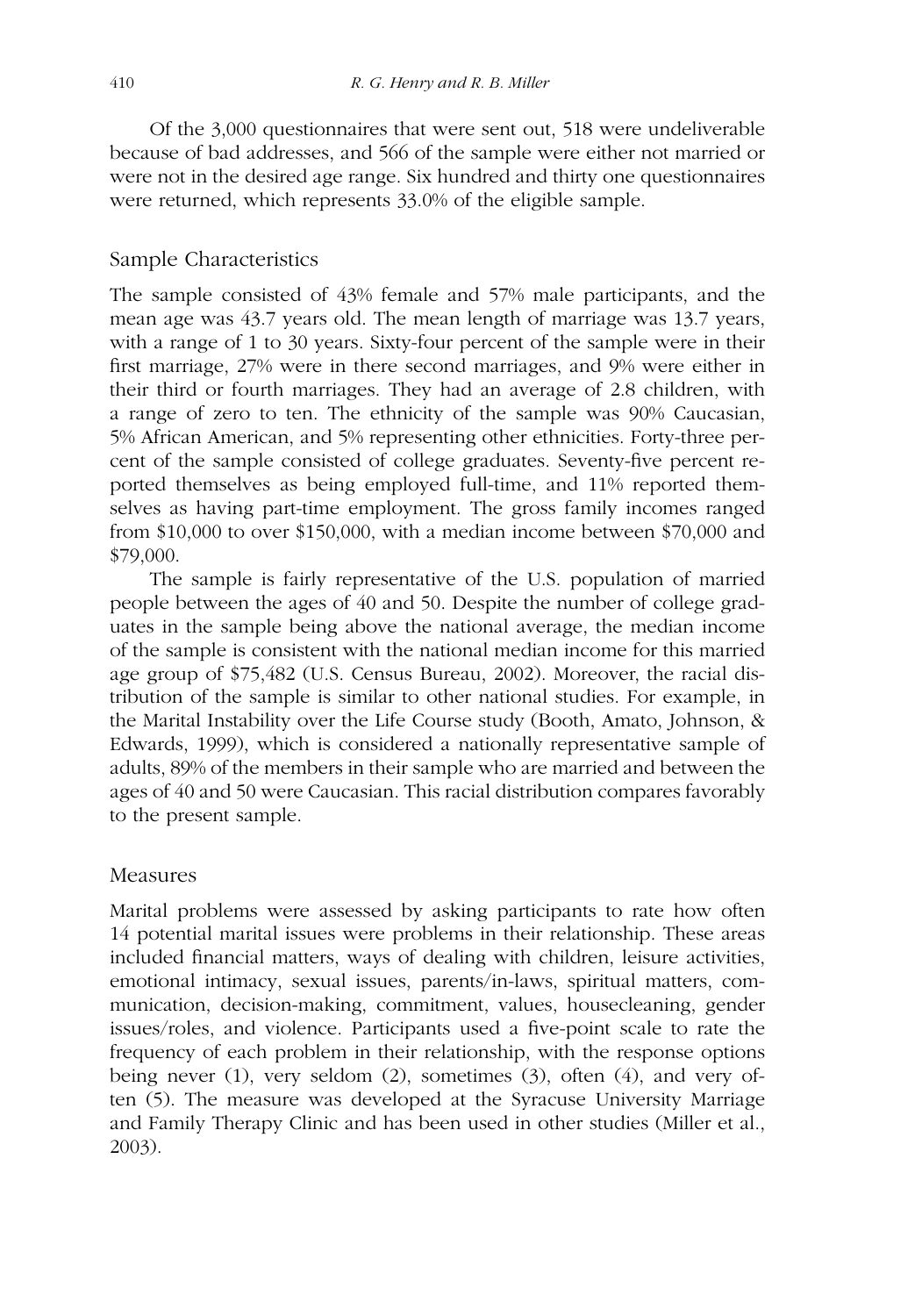Of the 3,000 questionnaires that were sent out, 518 were undeliverable because of bad addresses, and 566 of the sample were either not married or were not in the desired age range. Six hundred and thirty one questionnaires were returned, which represents 33.0% of the eligible sample.

## Sample Characteristics

The sample consisted of 43% female and 57% male participants, and the mean age was 43.7 years old. The mean length of marriage was 13.7 years, with a range of 1 to 30 years. Sixty-four percent of the sample were in their first marriage, 27% were in there second marriages, and 9% were either in their third or fourth marriages. They had an average of 2.8 children, with a range of zero to ten. The ethnicity of the sample was 90% Caucasian, 5% African American, and 5% representing other ethnicities. Forty-three percent of the sample consisted of college graduates. Seventy-five percent reported themselves as being employed full-time, and 11% reported themselves as having part-time employment. The gross family incomes ranged from \$10,000 to over \$150,000, with a median income between \$70,000 and \$79,000.

The sample is fairly representative of the U.S. population of married people between the ages of 40 and 50. Despite the number of college graduates in the sample being above the national average, the median income of the sample is consistent with the national median income for this married age group of \$75,482 (U.S. Census Bureau, 2002). Moreover, the racial distribution of the sample is similar to other national studies. For example, in the Marital Instability over the Life Course study (Booth, Amato, Johnson, & Edwards, 1999), which is considered a nationally representative sample of adults, 89% of the members in their sample who are married and between the ages of 40 and 50 were Caucasian. This racial distribution compares favorably to the present sample.

## Measures

Marital problems were assessed by asking participants to rate how often 14 potential marital issues were problems in their relationship. These areas included financial matters, ways of dealing with children, leisure activities, emotional intimacy, sexual issues, parents/in-laws, spiritual matters, communication, decision-making, commitment, values, housecleaning, gender issues/roles, and violence. Participants used a five-point scale to rate the frequency of each problem in their relationship, with the response options being never (1), very seldom (2), sometimes (3), often (4), and very often (5). The measure was developed at the Syracuse University Marriage and Family Therapy Clinic and has been used in other studies (Miller et al., 2003).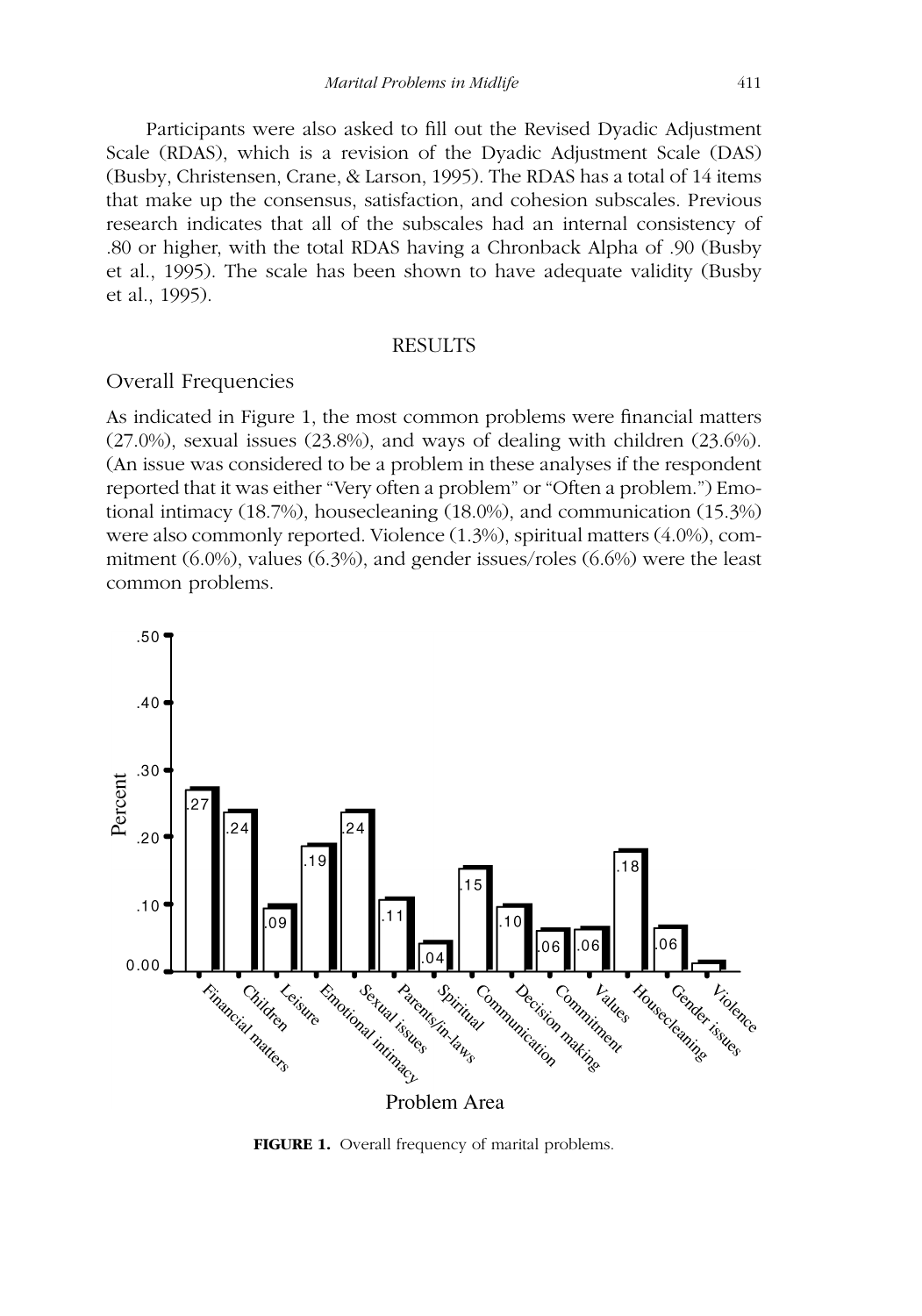Participants were also asked to fill out the Revised Dyadic Adjustment Scale (RDAS), which is a revision of the Dyadic Adjustment Scale (DAS) (Busby, Christensen, Crane, & Larson, 1995). The RDAS has a total of 14 items that make up the consensus, satisfaction, and cohesion subscales. Previous research indicates that all of the subscales had an internal consistency of .80 or higher, with the total RDAS having a Chronback Alpha of .90 (Busby et al., 1995). The scale has been shown to have adequate validity (Busby et al., 1995).

## RESULTS

### Overall Frequencies

As indicated in Figure 1, the most common problems were financial matters (27.0%), sexual issues (23.8%), and ways of dealing with children (23.6%). (An issue was considered to be a problem in these analyses if the respondent reported that it was either "Very often a problem" or "Often a problem.") Emotional intimacy (18.7%), housecleaning (18.0%), and communication (15.3%) were also commonly reported. Violence (1.3%), spiritual matters (4.0%), commitment (6.0%), values (6.3%), and gender issues/roles (6.6%) were the least common problems.

| Problem Area | Percent |
|---|---|
| Financial matters | .27 |
| Children | .24 |
| Leisure | .09 |
| Emotional intimacy | .19 |
| Sexual issues | .24 |
| Parents/in-laws | .11 |
| Spiritual | .04 |
| Communication | .15 |
| Decision making | .10 |
| Commitment | .06 |
| Values | .06 |
| Housecleaning | .18 |
| Gender issues | .06 |
| Violence | |

**FIGURE 1.** Overall frequency of marital problems.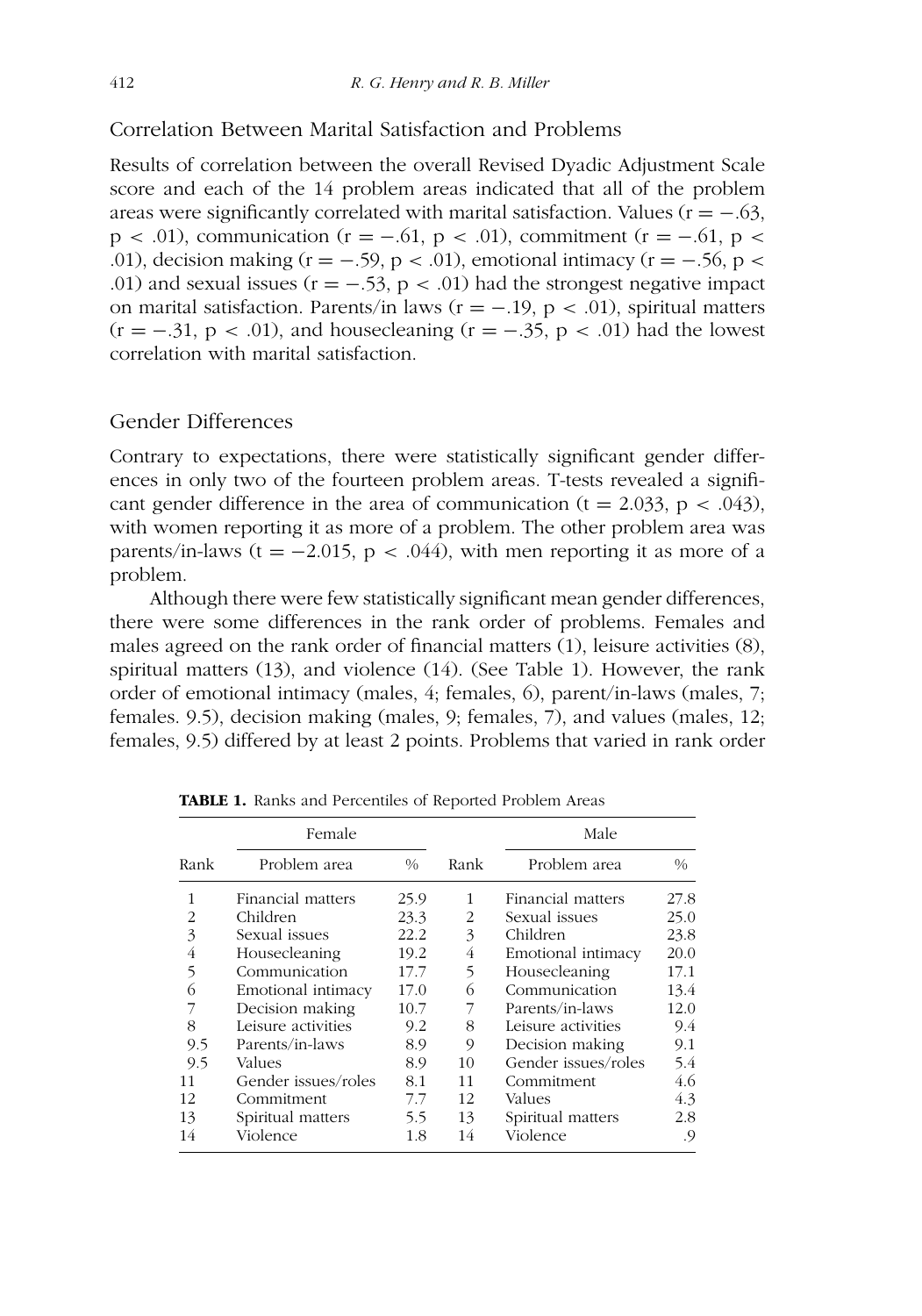## Correlation Between Marital Satisfaction and Problems

Results of correlation between the overall Revised Dyadic Adjustment Scale score and each of the 14 problem areas indicated that all of the problem areas were significantly correlated with marital satisfaction. Values ($r = -.63$, $p < .01$), communication ($r = -.61$, $p < .01$), commitment ($r = -.61$, $p < .01$), decision making ($r = -.59$, $p < .01$), emotional intimacy ($r = -.56$, $p < .01$) and sexual issues ($r = -.53$, $p < .01$) had the strongest negative impact on marital satisfaction. Parents/in laws ($r = -.19$, $p < .01$), spiritual matters ($r = -.31$, $p < .01$), and housecleaning ($r = -.35$, $p < .01$) had the lowest correlation with marital satisfaction.

## Gender Differences

Contrary to expectations, there were statistically significant gender differences in only two of the fourteen problem areas. T-tests revealed a significant gender difference in the area of communication ($t = 2.033$, $p < .043$), with women reporting it as more of a problem. The other problem area was parents/in-laws ($t = -2.015$, $p < .044$), with men reporting it as more of a problem.

Although there were few statistically significant mean gender differences, there were some differences in the rank order of problems. Females and males agreed on the rank order of financial matters (1), leisure activities (8), spiritual matters (13), and violence (14). (See Table 1). However, the rank order of emotional intimacy (males, 4; females, 6), parent/in-laws (males, 7; females. 9.5), decision making (males, 9; females, 7), and values (males, 12; females, 9.5) differed by at least 2 points. Problems that varied in rank order

**TABLE 1.** Ranks and Percentiles of Reported Problem Areas

| | Female | | | Male | |
|---|---|---|---|---|---|
| Rank | Problem area | % | Rank | Problem area | % |
| 1 | Financial matters | 25.9 | 1 | Financial matters | 27.8 |
| 2 | Children | 23.3 | 2 | Sexual issues | 25.0 |
| 3 | Sexual issues | 22.2 | 3 | Children | 23.8 |
| 4 | Housecleaning | 19.2 | 4 | Emotional intimacy | 20.0 |
| 5 | Communication | 17.7 | 5 | Housecleaning | 17.1 |
| 6 | Emotional intimacy | 17.0 | 6 | Communication | 13.4 |
| 7 | Decision making | 10.7 | 7 | Parents/in-laws | 12.0 |
| 8 | Leisure activities | 9.2 | 8 | Leisure activities | 9.4 |
| 9.5 | Parents/in-laws | 8.9 | 9 | Decision making | 9.1 |
| 9.5 | Values | 8.9 | 10 | Gender issues/roles | 5.4 |
| 11 | Gender issues/roles | 8.1 | 11 | Commitment | 4.6 |
| 12 | Commitment | 7.7 | 12 | Values | 4.3 |
| 13 | Spiritual matters | 5.5 | 13 | Spiritual matters | 2.8 |
| 14 | Violence | 1.8 | 14 | Violence | .9 |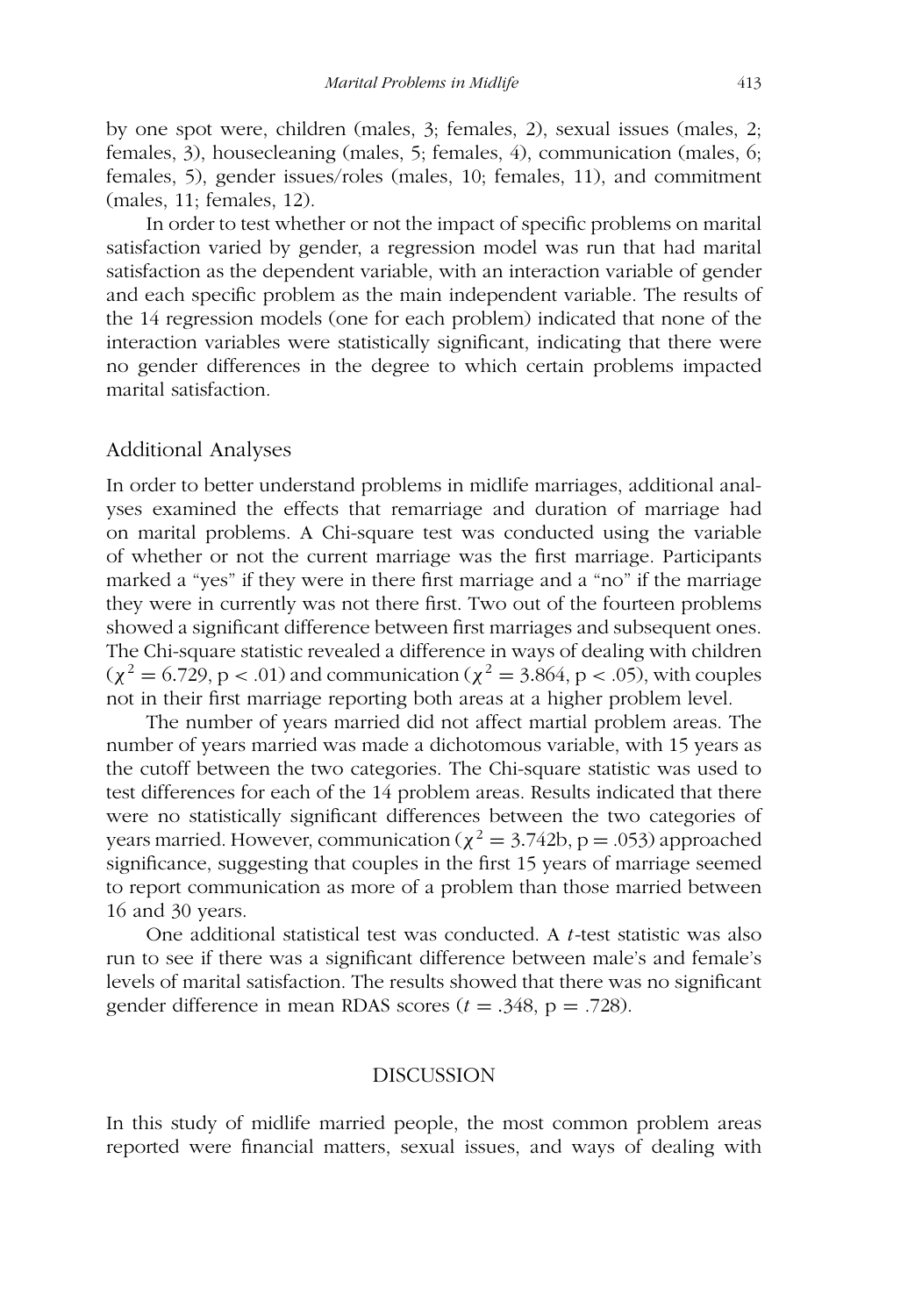by one spot were, children (males, 3; females, 2), sexual issues (males, 2; females, 3), housecleaning (males, 5; females, 4), communication (males, 6; females, 5), gender issues/roles (males, 10; females, 11), and commitment (males, 11; females, 12).

In order to test whether or not the impact of specific problems on marital satisfaction varied by gender, a regression model was run that had marital satisfaction as the dependent variable, with an interaction variable of gender and each specific problem as the main independent variable. The results of the 14 regression models (one for each problem) indicated that none of the interaction variables were statistically significant, indicating that there were no gender differences in the degree to which certain problems impacted marital satisfaction.

## Additional Analyses

In order to better understand problems in midlife marriages, additional analyses examined the effects that remarriage and duration of marriage had on marital problems. A Chi-square test was conducted using the variable of whether or not the current marriage was the first marriage. Participants marked a "yes" if they were in there first marriage and a "no" if the marriage they were in currently was not there first. Two out of the fourteen problems showed a significant difference between first marriages and subsequent ones. The Chi-square statistic revealed a difference in ways of dealing with children ($\chi^2 = 6.729$, $p < .01$) and communication ($\chi^2 = 3.864$, $p < .05$), with couples not in their first marriage reporting both areas at a higher problem level.

The number of years married did not affect martial problem areas. The number of years married was made a dichotomous variable, with 15 years as the cutoff between the two categories. The Chi-square statistic was used to test differences for each of the 14 problem areas. Results indicated that there were no statistically significant differences between the two categories of years married. However, communication ($\chi^2 = 3.742$b, $p = .053$) approached significance, suggesting that couples in the first 15 years of marriage seemed to report communication as more of a problem than those married between 16 and 30 years.

One additional statistical test was conducted. A $t$-test statistic was also run to see if there was a significant difference between male's and female's levels of marital satisfaction. The results showed that there was no significant gender difference in mean RDAS scores ($t = .348$, $p = .728$).

# DISCUSSION

In this study of midlife married people, the most common problem areas reported were financial matters, sexual issues, and ways of dealing with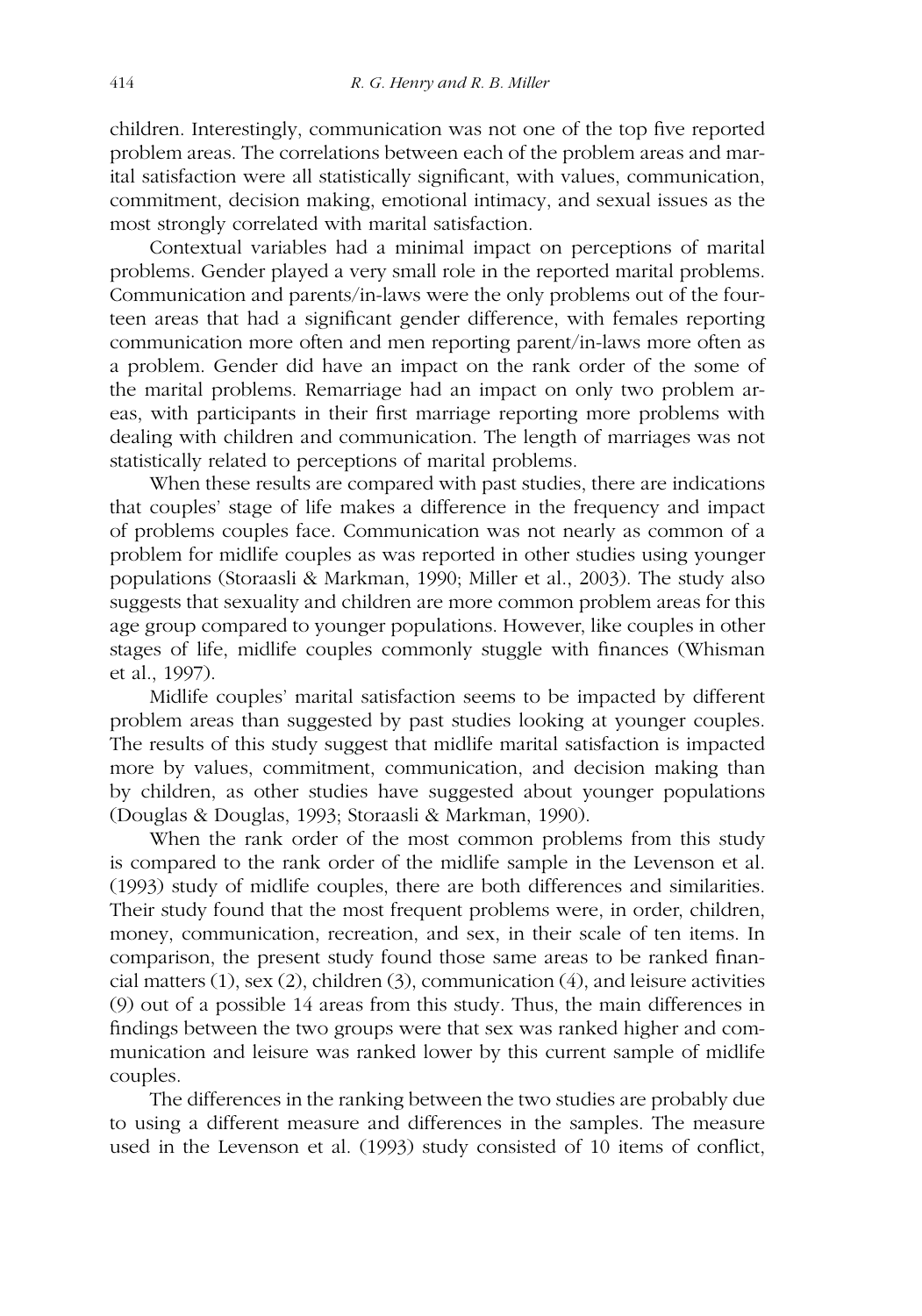children. Interestingly, communication was not one of the top five reported problem areas. The correlations between each of the problem areas and marital satisfaction were all statistically significant, with values, communication, commitment, decision making, emotional intimacy, and sexual issues as the most strongly correlated with marital satisfaction.

Contextual variables had a minimal impact on perceptions of marital problems. Gender played a very small role in the reported marital problems. Communication and parents/in-laws were the only problems out of the fourteen areas that had a significant gender difference, with females reporting communication more often and men reporting parent/in-laws more often as a problem. Gender did have an impact on the rank order of the some of the marital problems. Remarriage had an impact on only two problem areas, with participants in their first marriage reporting more problems with dealing with children and communication. The length of marriages was not statistically related to perceptions of marital problems.

When these results are compared with past studies, there are indications that couples' stage of life makes a difference in the frequency and impact of problems couples face. Communication was not nearly as common of a problem for midlife couples as was reported in other studies using younger populations (Storaasli & Markman, 1990; Miller et al., 2003). The study also suggests that sexuality and children are more common problem areas for this age group compared to younger populations. However, like couples in other stages of life, midlife couples commonly stuggle with finances (Whisman et al., 1997).

Midlife couples' marital satisfaction seems to be impacted by different problem areas than suggested by past studies looking at younger couples. The results of this study suggest that midlife marital satisfaction is impacted more by values, commitment, communication, and decision making than by children, as other studies have suggested about younger populations (Douglas & Douglas, 1993; Storaasli & Markman, 1990).

When the rank order of the most common problems from this study is compared to the rank order of the midlife sample in the Levenson et al. (1993) study of midlife couples, there are both differences and similarities. Their study found that the most frequent problems were, in order, children, money, communication, recreation, and sex, in their scale of ten items. In comparison, the present study found those same areas to be ranked financial matters (1), sex (2), children (3), communication (4), and leisure activities (9) out of a possible 14 areas from this study. Thus, the main differences in findings between the two groups were that sex was ranked higher and communication and leisure was ranked lower by this current sample of midlife couples.

The differences in the ranking between the two studies are probably due to using a different measure and differences in the samples. The measure used in the Levenson et al. (1993) study consisted of 10 items of conflict,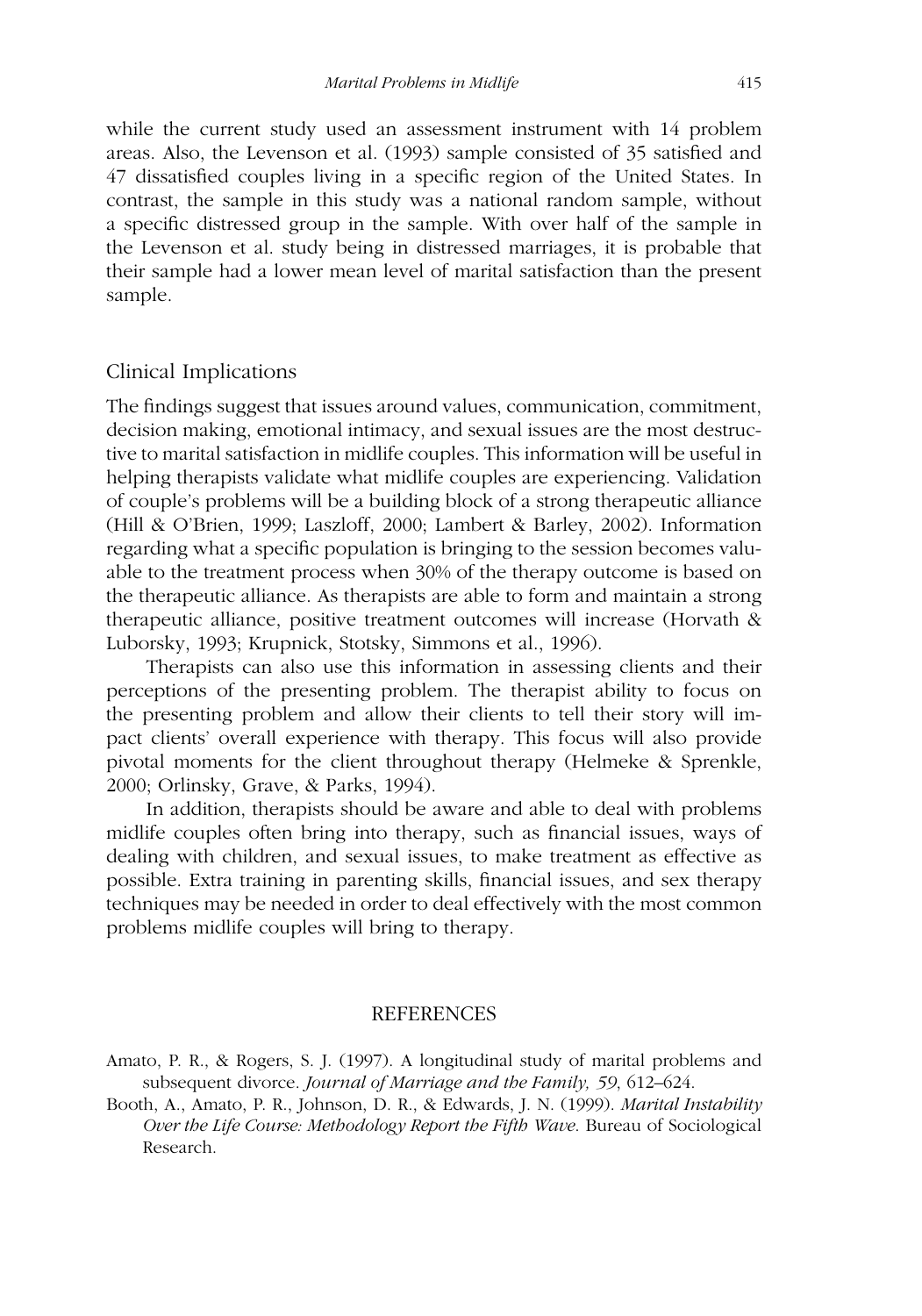while the current study used an assessment instrument with 14 problem areas. Also, the Levenson et al. (1993) sample consisted of 35 satisfied and 47 dissatisfied couples living in a specific region of the United States. In contrast, the sample in this study was a national random sample, without a specific distressed group in the sample. With over half of the sample in the Levenson et al. study being in distressed marriages, it is probable that their sample had a lower mean level of marital satisfaction than the present sample.

## Clinical Implications

The findings suggest that issues around values, communication, commitment, decision making, emotional intimacy, and sexual issues are the most destructive to marital satisfaction in midlife couples. This information will be useful in helping therapists validate what midlife couples are experiencing. Validation of couple's problems will be a building block of a strong therapeutic alliance (Hill & O'Brien, 1999; Laszloff, 2000; Lambert & Barley, 2002). Information regarding what a specific population is bringing to the session becomes valuable to the treatment process when 30% of the therapy outcome is based on the therapeutic alliance. As therapists are able to form and maintain a strong therapeutic alliance, positive treatment outcomes will increase (Horvath & Luborsky, 1993; Krupnick, Stotsky, Simmons et al., 1996).

Therapists can also use this information in assessing clients and their perceptions of the presenting problem. The therapist ability to focus on the presenting problem and allow their clients to tell their story will impact clients' overall experience with therapy. This focus will also provide pivotal moments for the client throughout therapy (Helmeke & Sprenkle, 2000; Orlinsky, Grave, & Parks, 1994).

In addition, therapists should be aware and able to deal with problems midlife couples often bring into therapy, such as financial issues, ways of dealing with children, and sexual issues, to make treatment as effective as possible. Extra training in parenting skills, financial issues, and sex therapy techniques may be needed in order to deal effectively with the most common problems midlife couples will bring to therapy.

## REFERENCES

Amato, P. R., & Rogers, S. J. (1997). A longitudinal study of marital problems and subsequent divorce. *Journal of Marriage and the Family, 59*, 612–624.

Booth, A., Amato, P. R., Johnson, D. R., & Edwards, J. N. (1999). *Marital Instability Over the Life Course: Methodology Report the Fifth Wave.* Bureau of Sociological Research.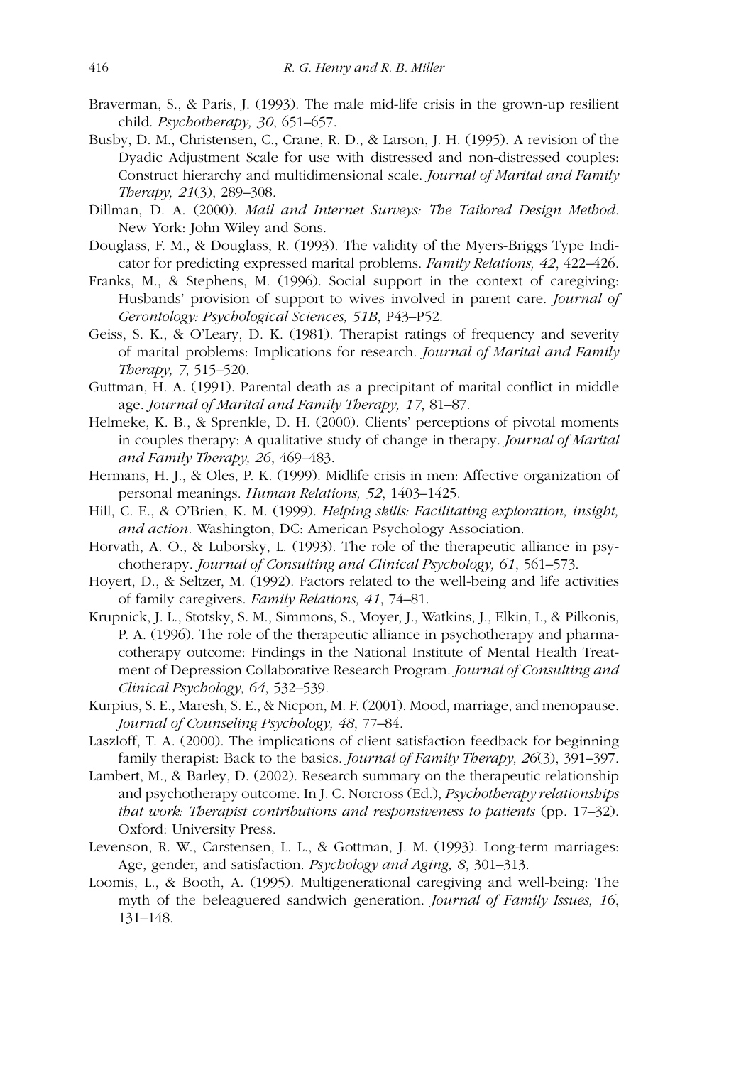Braverman, S., & Paris, J. (1993). The male mid-life crisis in the grown-up resilient child. *Psychotherapy, 30*, 651–657.

Busby, D. M., Christensen, C., Crane, R. D., & Larson, J. H. (1995). A revision of the Dyadic Adjustment Scale for use with distressed and non-distressed couples: Construct hierarchy and multidimensional scale. *Journal of Marital and Family Therapy, 21*(3), 289–308.

Dillman, D. A. (2000). *Mail and Internet Surveys: The Tailored Design Method.* New York: John Wiley and Sons.

Douglass, F. M., & Douglass, R. (1993). The validity of the Myers-Briggs Type Indicator for predicting expressed marital problems. *Family Relations, 42*, 422–426.

Franks, M., & Stephens, M. (1996). Social support in the context of caregiving: Husbands' provision of support to wives involved in parent care. *Journal of Gerontology: Psychological Sciences, 51B*, P43–P52.

Geiss, S. K., & O'Leary, D. K. (1981). Therapist ratings of frequency and severity of marital problems: Implications for research. *Journal of Marital and Family Therapy, 7*, 515–520.

Guttman, H. A. (1991). Parental death as a precipitant of marital conflict in middle age. *Journal of Marital and Family Therapy, 17*, 81–87.

Helmeke, K. B., & Sprenkle, D. H. (2000). Clients' perceptions of pivotal moments in couples therapy: A qualitative study of change in therapy. *Journal of Marital and Family Therapy, 26*, 469–483.

Hermans, H. J., & Oles, P. K. (1999). Midlife crisis in men: Affective organization of personal meanings. *Human Relations, 52*, 1403–1425.

Hill, C. E., & O'Brien, K. M. (1999). *Helping skills: Facilitating exploration, insight, and action.* Washington, DC: American Psychology Association.

Horvath, A. O., & Luborsky, L. (1993). The role of the therapeutic alliance in psychotherapy. *Journal of Consulting and Clinical Psychology, 61*, 561–573.

Hoyert, D., & Seltzer, M. (1992). Factors related to the well-being and life activities of family caregivers. *Family Relations, 41*, 74–81.

Krupnick, J. L., Stotsky, S. M., Simmons, S., Moyer, J., Watkins, J., Elkin, I., & Pilkonis, P. A. (1996). The role of the therapeutic alliance in psychotherapy and pharmacotherapy outcome: Findings in the National Institute of Mental Health Treatment of Depression Collaborative Research Program. *Journal of Consulting and Clinical Psychology, 64*, 532–539.

Kurpius, S. E., Maresh, S. E., & Nicpon, M. F. (2001). Mood, marriage, and menopause. *Journal of Counseling Psychology, 48*, 77–84.

Laszloff, T. A. (2000). The implications of client satisfaction feedback for beginning family therapist: Back to the basics. *Journal of Family Therapy, 26*(3), 391–397.

Lambert, M., & Barley, D. (2002). Research summary on the therapeutic relationship and psychotherapy outcome. In J. C. Norcross (Ed.), *Psychotherapy relationships that work: Therapist contributions and responsiveness to patients* (pp. 17–32). Oxford: University Press.

Levenson, R. W., Carstensen, L. L., & Gottman, J. M. (1993). Long-term marriages: Age, gender, and satisfaction. *Psychology and Aging, 8*, 301–313.

Loomis, L., & Booth, A. (1995). Multigenerational caregiving and well-being: The myth of the beleaguered sandwich generation. *Journal of Family Issues, 16*, 131–148.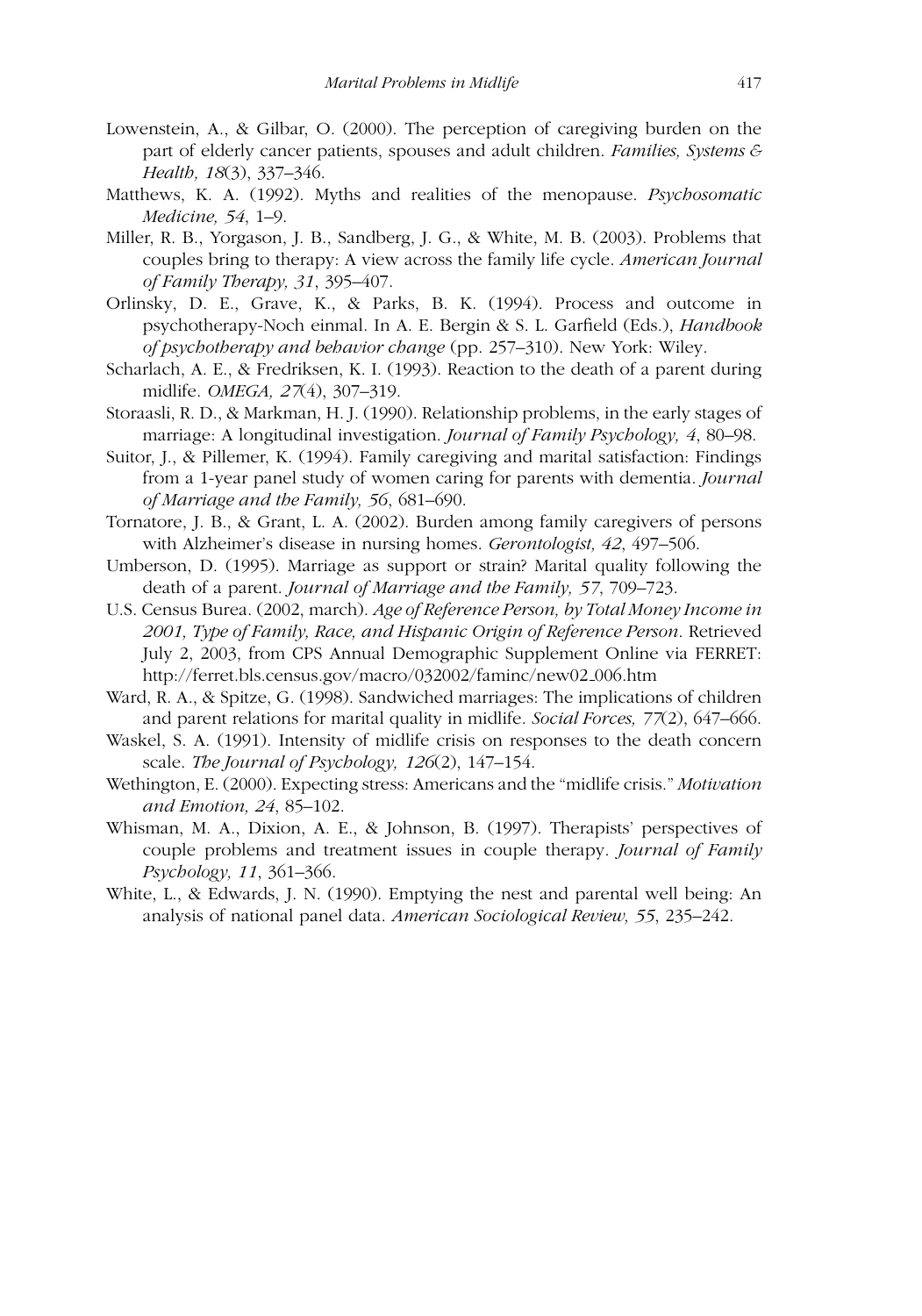Lowenstein, A., & Gilbar, O. (2000). The perception of caregiving burden on the part of elderly cancer patients, spouses and adult children. *Families, Systems & Health, 18*(3), 337–346.

Matthews, K. A. (1992). Myths and realities of the menopause. *Psychosomatic Medicine, 54*, 1–9.

Miller, R. B., Yorgason, J. B., Sandberg, J. G., & White, M. B. (2003). Problems that couples bring to therapy: A view across the family life cycle. *American Journal of Family Therapy, 31*, 395–407.

Orlinsky, D. E., Grave, K., & Parks, B. K. (1994). Process and outcome in psychotherapy-Noch einmal. In A. E. Bergin & S. L. Garfield (Eds.), *Handbook of psychotherapy and behavior change* (pp. 257–310). New York: Wiley.

Scharlach, A. E., & Fredriksen, K. I. (1993). Reaction to the death of a parent during midlife. *OMEGA, 27*(4), 307–319.

Storaasli, R. D., & Markman, H. J. (1990). Relationship problems, in the early stages of marriage: A longitudinal investigation. *Journal of Family Psychology, 4*, 80–98.

Suitor, J., & Pillemer, K. (1994). Family caregiving and marital satisfaction: Findings from a 1-year panel study of women caring for parents with dementia. *Journal of Marriage and the Family, 56*, 681–690.

Tornatore, J. B., & Grant, L. A. (2002). Burden among family caregivers of persons with Alzheimer's disease in nursing homes. *Gerontologist, 42*, 497–506.

Umberson, D. (1995). Marriage as support or strain? Marital quality following the death of a parent. *Journal of Marriage and the Family, 57*, 709–723.

U.S. Census Burea. (2002, march). *Age of Reference Person, by Total Money Income in 2001, Type of Family, Race, and Hispanic Origin of Reference Person*. Retrieved July 2, 2003, from CPS Annual Demographic Supplement Online via FERRET: http://ferret.bls.census.gov/macro/032002/faminc/new02_006.htm

Ward, R. A., & Spitze, G. (1998). Sandwiched marriages: The implications of children and parent relations for marital quality in midlife. *Social Forces, 77*(2), 647–666.

Waskel, S. A. (1991). Intensity of midlife crisis on responses to the death concern scale. *The Journal of Psychology, 126*(2), 147–154.

Wethington, E. (2000). Expecting stress: Americans and the "midlife crisis." *Motivation and Emotion, 24*, 85–102.

Whisman, M. A., Dixion, A. E., & Johnson, B. (1997). Therapists' perspectives of couple problems and treatment issues in couple therapy. *Journal of Family Psychology, 11*, 361–366.

White, L., & Edwards, J. N. (1990). Emptying the nest and parental well being: An analysis of national panel data. *American Sociological Review, 55*, 235–242.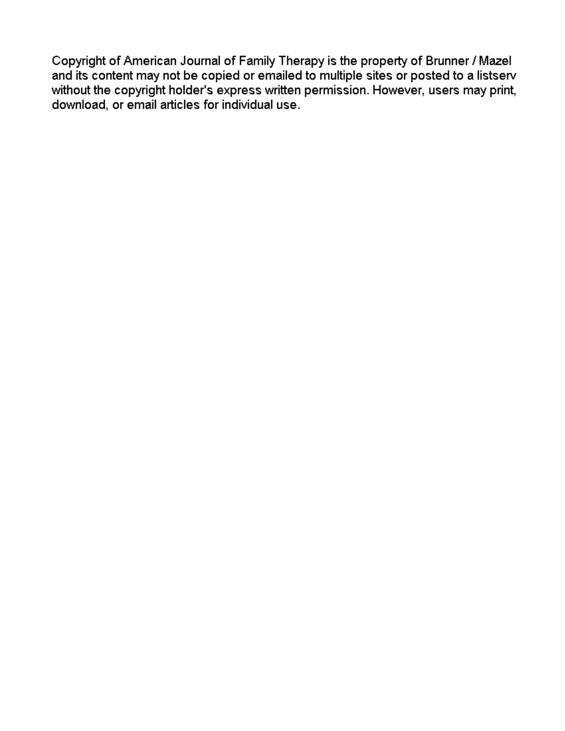Copyright of American Journal of Family Therapy is the property of Brunner / Mazel and its content may not be copied or emailed to multiple sites or posted to a listserv without the copyright holder's express written permission. However, users may print, download, or email articles for individual use.